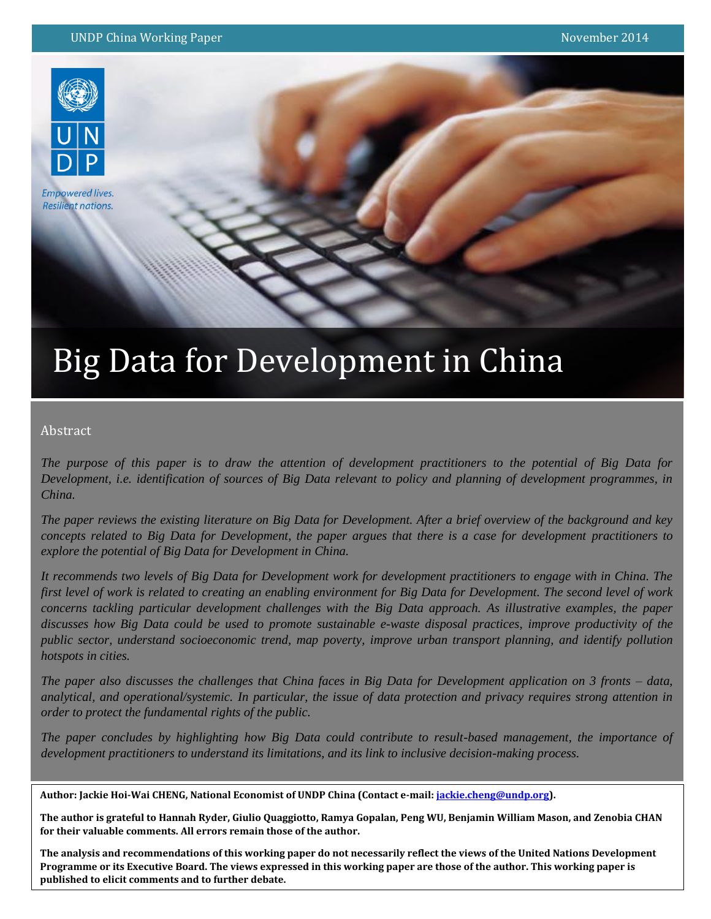UNDP China Working Paper — November 2014

Empowered lives.
Resilient nations.

# Big Data for Development in China

## Abstract

*The purpose of this paper is to draw the attention of development practitioners to the potential of Big Data for Development, i.e. identification of sources of Big Data relevant to policy and planning of development programmes, in China.*

*The paper reviews the existing literature on Big Data for Development. After a brief overview of the background and key concepts related to Big Data for Development, the paper argues that there is a case for development practitioners to explore the potential of Big Data for Development in China.*

*It recommends two levels of Big Data for Development work for development practitioners to engage with in China. The first level of work is related to creating an enabling environment for Big Data for Development. The second level of work concerns tackling particular development challenges with the Big Data approach. As illustrative examples, the paper discusses how Big Data could be used to promote sustainable e-waste disposal practices, improve productivity of the public sector, understand socioeconomic trend, map poverty, improve urban transport planning, and identify pollution hotspots in cities.*

*The paper also discusses the challenges that China faces in Big Data for Development application on 3 fronts – data, analytical, and operational/systemic. In particular, the issue of data protection and privacy requires strong attention in order to protect the fundamental rights of the public.*

*The paper concludes by highlighting how Big Data could contribute to result-based management, the importance of development practitioners to understand its limitations, and its link to inclusive decision-making process.*

**Author: Jackie Hoi-Wai CHENG, National Economist of UNDP China (Contact e-mail: jackie.cheng@undp.org).**

**The author is grateful to Hannah Ryder, Giulio Quaggiotto, Ramya Gopalan, Peng WU, Benjamin William Mason, and Zenobia CHAN for their valuable comments. All errors remain those of the author.**

**The analysis and recommendations of this working paper do not necessarily reflect the views of the United Nations Development Programme or its Executive Board. The views expressed in this working paper are those of the author. This working paper is published to elicit comments and to further debate.**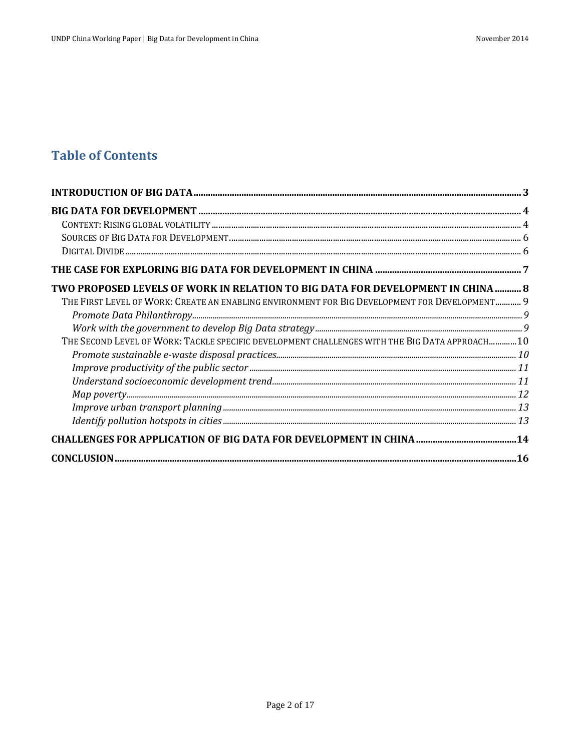# Table of Contents

**INTRODUCTION OF BIG DATA** ..... **3**

**BIG DATA FOR DEVELOPMENT** ..... **4**

- CONTEXT: RISING GLOBAL VOLATILITY ..... 4
- SOURCES OF BIG DATA FOR DEVELOPMENT ..... 6
- DIGITAL DIVIDE ..... 6

**THE CASE FOR EXPLORING BIG DATA FOR DEVELOPMENT IN CHINA** ..... **7**

**TWO PROPOSED LEVELS OF WORK IN RELATION TO BIG DATA FOR DEVELOPMENT IN CHINA** ..... **8**

- THE FIRST LEVEL OF WORK: CREATE AN ENABLING ENVIRONMENT FOR BIG DEVELOPMENT FOR DEVELOPMENT ..... 9
  - *Promote Data Philanthropy* ..... *9*
  - *Work with the government to develop Big Data strategy* ..... *9*
- THE SECOND LEVEL OF WORK: TACKLE SPECIFIC DEVELOPMENT CHALLENGES WITH THE BIG DATA APPROACH ..... 10
  - *Promote sustainable e-waste disposal practices* ..... *10*
  - *Improve productivity of the public sector* ..... *11*
  - *Understand socioeconomic development trend* ..... *11*
  - *Map poverty* ..... *12*
  - *Improve urban transport planning* ..... *13*
  - *Identify pollution hotspots in cities* ..... *13*

**CHALLENGES FOR APPLICATION OF BIG DATA FOR DEVELOPMENT IN CHINA** ..... **14**

**CONCLUSION** ..... **16**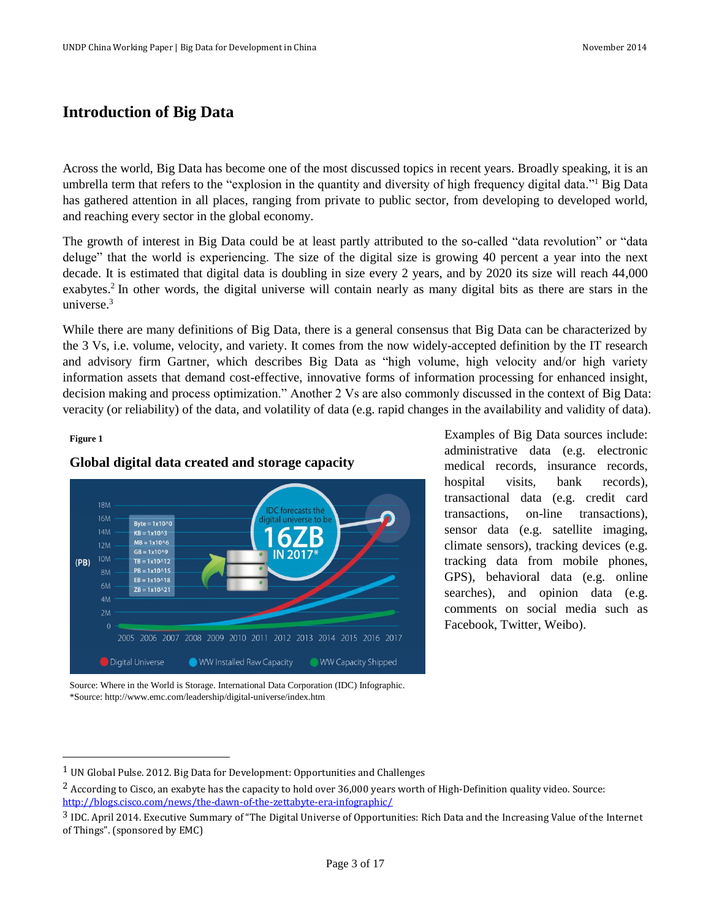# Introduction of Big Data

Across the world, Big Data has become one of the most discussed topics in recent years. Broadly speaking, it is an umbrella term that refers to the "explosion in the quantity and diversity of high frequency digital data."[1] Big Data has gathered attention in all places, ranging from private to public sector, from developing to developed world, and reaching every sector in the global economy.

The growth of interest in Big Data could be at least partly attributed to the so-called "data revolution" or "data deluge" that the world is experiencing. The size of the digital size is growing 40 percent a year into the next decade. It is estimated that digital data is doubling in size every 2 years, and by 2020 its size will reach 44,000 exabytes.[2] In other words, the digital universe will contain nearly as many digital bits as there are stars in the universe.[3]

While there are many definitions of Big Data, there is a general consensus that Big Data can be characterized by the 3 Vs, i.e. volume, velocity, and variety. It comes from the now widely-accepted definition by the IT research and advisory firm Gartner, which describes Big Data as "high volume, high velocity and/or high variety information assets that demand cost-effective, innovative forms of information processing for enhanced insight, decision making and process optimization." Another 2 Vs are also commonly discussed in the context of Big Data: veracity (or reliability) of the data, and volatility of data (e.g. rapid changes in the availability and validity of data).

**Figure 1**

**Global digital data created and storage capacity**

Source: Where in the World is Storage. International Data Corporation (IDC) Infographic.
*Source: http://www.emc.com/leadership/digital-universe/index.htm

Examples of Big Data sources include: administrative data (e.g. electronic medical records, insurance records, hospital visits, bank records), transactional data (e.g. credit card transactions, on-line transactions), sensor data (e.g. satellite imaging, climate sensors), tracking devices (e.g. tracking data from mobile phones, GPS), behavioral data (e.g. online searches), and opinion data (e.g. comments on social media such as Facebook, Twitter, Weibo).

---

[1] UN Global Pulse. 2012. Big Data for Development: Opportunities and Challenges

[2] According to Cisco, an exabyte has the capacity to hold over 36,000 years worth of High-Definition quality video. Source: http://blogs.cisco.com/news/the-dawn-of-the-zettabyte-era-infographic/

[3] IDC. April 2014. Executive Summary of "The Digital Universe of Opportunities: Rich Data and the Increasing Value of the Internet of Things". (sponsored by EMC)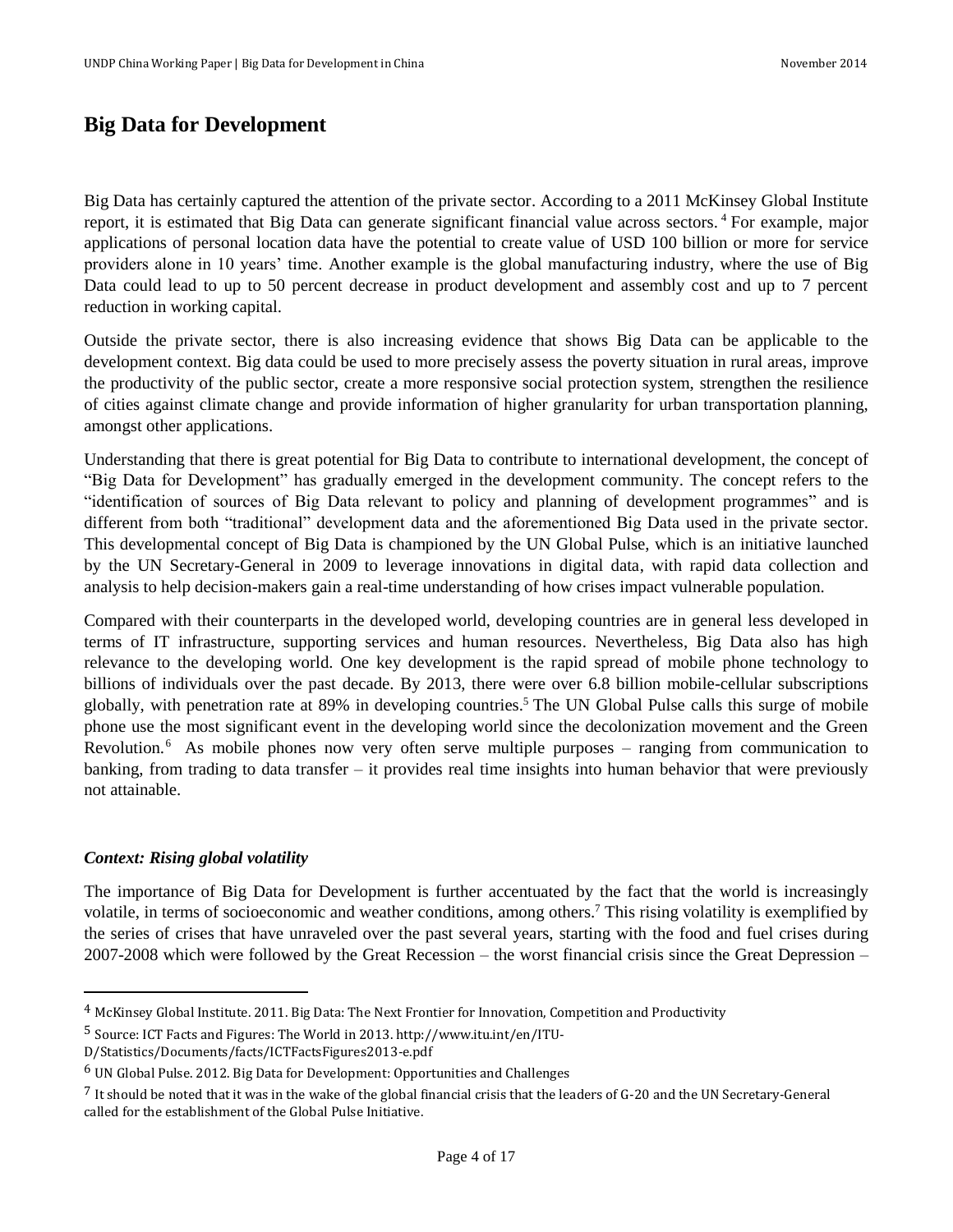## Big Data for Development

Big Data has certainly captured the attention of the private sector. According to a 2011 McKinsey Global Institute report, it is estimated that Big Data can generate significant financial value across sectors.[4] For example, major applications of personal location data have the potential to create value of USD 100 billion or more for service providers alone in 10 years' time. Another example is the global manufacturing industry, where the use of Big Data could lead to up to 50 percent decrease in product development and assembly cost and up to 7 percent reduction in working capital.

Outside the private sector, there is also increasing evidence that shows Big Data can be applicable to the development context. Big data could be used to more precisely assess the poverty situation in rural areas, improve the productivity of the public sector, create a more responsive social protection system, strengthen the resilience of cities against climate change and provide information of higher granularity for urban transportation planning, amongst other applications.

Understanding that there is great potential for Big Data to contribute to international development, the concept of "Big Data for Development" has gradually emerged in the development community. The concept refers to the "identification of sources of Big Data relevant to policy and planning of development programmes" and is different from both "traditional" development data and the aforementioned Big Data used in the private sector. This developmental concept of Big Data is championed by the UN Global Pulse, which is an initiative launched by the UN Secretary-General in 2009 to leverage innovations in digital data, with rapid data collection and analysis to help decision-makers gain a real-time understanding of how crises impact vulnerable population.

Compared with their counterparts in the developed world, developing countries are in general less developed in terms of IT infrastructure, supporting services and human resources. Nevertheless, Big Data also has high relevance to the developing world. One key development is the rapid spread of mobile phone technology to billions of individuals over the past decade. By 2013, there were over 6.8 billion mobile-cellular subscriptions globally, with penetration rate at 89% in developing countries.[5] The UN Global Pulse calls this surge of mobile phone use the most significant event in the developing world since the decolonization movement and the Green Revolution.[6] As mobile phones now very often serve multiple purposes – ranging from communication to banking, from trading to data transfer – it provides real time insights into human behavior that were previously not attainable.

### *Context: Rising global volatility*

The importance of Big Data for Development is further accentuated by the fact that the world is increasingly volatile, in terms of socioeconomic and weather conditions, among others.[7] This rising volatility is exemplified by the series of crises that have unraveled over the past several years, starting with the food and fuel crises during 2007-2008 which were followed by the Great Recession – the worst financial crisis since the Great Depression –

---

[4] McKinsey Global Institute. 2011. Big Data: The Next Frontier for Innovation, Competition and Productivity

[5] Source: ICT Facts and Figures: The World in 2013. http://www.itu.int/en/ITU-D/Statistics/Documents/facts/ICTFactsFigures2013-e.pdf

[6] UN Global Pulse. 2012. Big Data for Development: Opportunities and Challenges

[7] It should be noted that it was in the wake of the global financial crisis that the leaders of G-20 and the UN Secretary-General called for the establishment of the Global Pulse Initiative.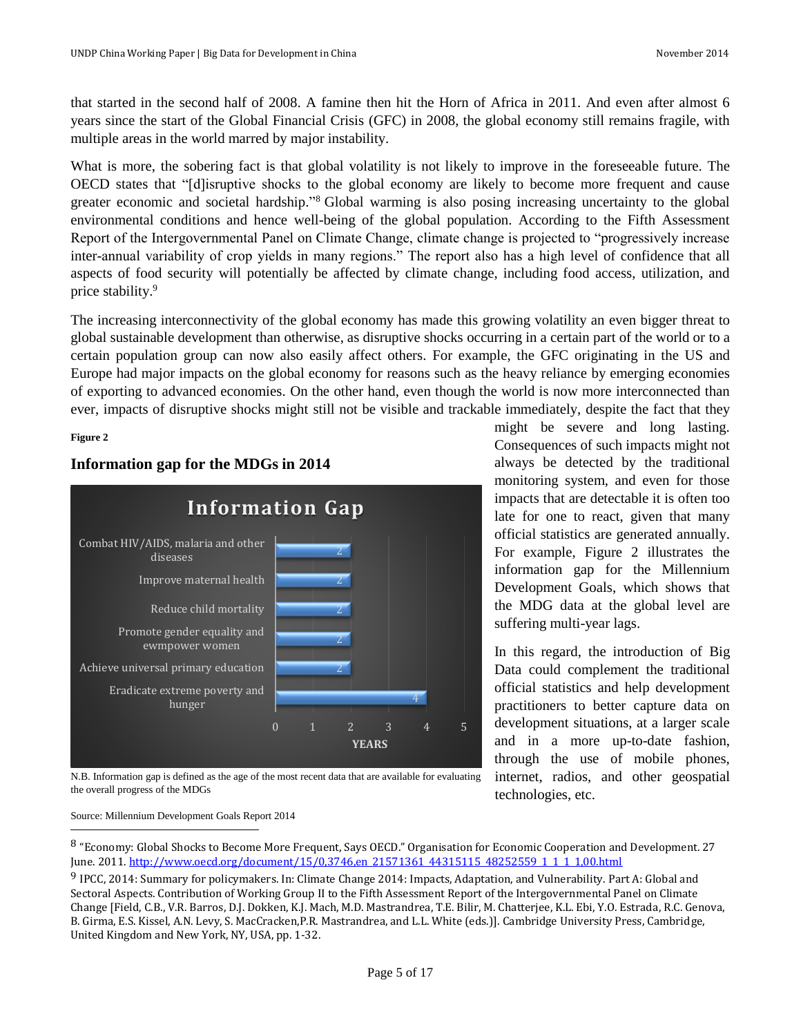that started in the second half of 2008. A famine then hit the Horn of Africa in 2011. And even after almost 6 years since the start of the Global Financial Crisis (GFC) in 2008, the global economy still remains fragile, with multiple areas in the world marred by major instability.

What is more, the sobering fact is that global volatility is not likely to improve in the foreseeable future. The OECD states that "[d]isruptive shocks to the global economy are likely to become more frequent and cause greater economic and societal hardship."[8] Global warming is also posing increasing uncertainty to the global environmental conditions and hence well-being of the global population. According to the Fifth Assessment Report of the Intergovernmental Panel on Climate Change, climate change is projected to "progressively increase inter-annual variability of crop yields in many regions." The report also has a high level of confidence that all aspects of food security will potentially be affected by climate change, including food access, utilization, and price stability.[9]

The increasing interconnectivity of the global economy has made this growing volatility an even bigger threat to global sustainable development than otherwise, as disruptive shocks occurring in a certain part of the world or to a certain population group can now also easily affect others. For example, the GFC originating in the US and Europe had major impacts on the global economy for reasons such as the heavy reliance by emerging economies of exporting to advanced economies. On the other hand, even though the world is now more interconnected than ever, impacts of disruptive shocks might still not be visible and trackable immediately, despite the fact that they might be severe and long lasting. Consequences of such impacts might not always be detected by the traditional monitoring system, and even for those impacts that are detectable it is often too late for one to react, given that many official statistics are generated annually. For example, Figure 2 illustrates the information gap for the Millennium Development Goals, which shows that the MDG data at the global level are suffering multi-year lags.

**Figure 2**

### Information gap for the MDGs in 2014

**Information Gap**

| Goal | Years |
|---|---|
| Combat HIV/AIDS, malaria and other diseases | 2 |
| Improve maternal health | 2 |
| Reduce child mortality | 2 |
| Promote gender equality and ewmpower women | 2 |
| Achieve universal primary education | 2 |
| Eradicate extreme poverty and hunger | 4 |

N.B. Information gap is defined as the age of the most recent data that are available for evaluating the overall progress of the MDGs

Source: Millennium Development Goals Report 2014

In this regard, the introduction of Big Data could complement the traditional official statistics and help development practitioners to better capture data on development situations, at a larger scale and in a more up-to-date fashion, through the use of mobile phones, internet, radios, and other geospatial technologies, etc.

---

[8] "Economy: Global Shocks to Become More Frequent, Says OECD." Organisation for Economic Cooperation and Development. 27 June. 2011. http://www.oecd.org/document/15/0,3746,en_21571361_44315115_48252559_1_1_1_1,00.html

[9] IPCC, 2014: Summary for policymakers. In: Climate Change 2014: Impacts, Adaptation, and Vulnerability. Part A: Global and Sectoral Aspects. Contribution of Working Group II to the Fifth Assessment Report of the Intergovernmental Panel on Climate Change [Field, C.B., V.R. Barros, D.J. Dokken, K.J. Mach, M.D. Mastrandrea, T.E. Bilir, M. Chatterjee, K.L. Ebi, Y.O. Estrada, R.C. Genova, B. Girma, E.S. Kissel, A.N. Levy, S. MacCracken,P.R. Mastrandrea, and L.L. White (eds.)]. Cambridge University Press, Cambridge, United Kingdom and New York, NY, USA, pp. 1-32.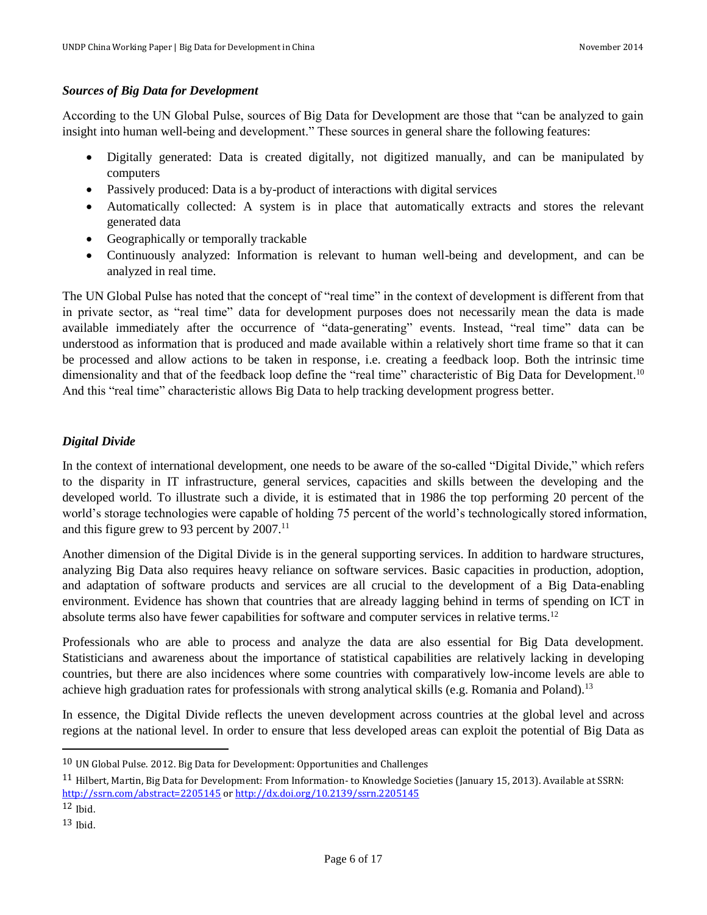### *Sources of Big Data for Development*

According to the UN Global Pulse, sources of Big Data for Development are those that "can be analyzed to gain insight into human well-being and development." These sources in general share the following features:

- Digitally generated: Data is created digitally, not digitized manually, and can be manipulated by computers
- Passively produced: Data is a by-product of interactions with digital services
- Automatically collected: A system is in place that automatically extracts and stores the relevant generated data
- Geographically or temporally trackable
- Continuously analyzed: Information is relevant to human well-being and development, and can be analyzed in real time.

The UN Global Pulse has noted that the concept of "real time" in the context of development is different from that in private sector, as "real time" data for development purposes does not necessarily mean the data is made available immediately after the occurrence of "data-generating" events. Instead, "real time" data can be understood as information that is produced and made available within a relatively short time frame so that it can be processed and allow actions to be taken in response, i.e. creating a feedback loop. Both the intrinsic time dimensionality and that of the feedback loop define the "real time" characteristic of Big Data for Development.[10] And this "real time" characteristic allows Big Data to help tracking development progress better.

### *Digital Divide*

In the context of international development, one needs to be aware of the so-called "Digital Divide," which refers to the disparity in IT infrastructure, general services, capacities and skills between the developing and the developed world. To illustrate such a divide, it is estimated that in 1986 the top performing 20 percent of the world's storage technologies were capable of holding 75 percent of the world's technologically stored information, and this figure grew to 93 percent by 2007.[11]

Another dimension of the Digital Divide is in the general supporting services. In addition to hardware structures, analyzing Big Data also requires heavy reliance on software services. Basic capacities in production, adoption, and adaptation of software products and services are all crucial to the development of a Big Data-enabling environment. Evidence has shown that countries that are already lagging behind in terms of spending on ICT in absolute terms also have fewer capabilities for software and computer services in relative terms.[12]

Professionals who are able to process and analyze the data are also essential for Big Data development. Statisticians and awareness about the importance of statistical capabilities are relatively lacking in developing countries, but there are also incidences where some countries with comparatively low-income levels are able to achieve high graduation rates for professionals with strong analytical skills (e.g. Romania and Poland).[13]

In essence, the Digital Divide reflects the uneven development across countries at the global level and across regions at the national level. In order to ensure that less developed areas can exploit the potential of Big Data as

---

[10] UN Global Pulse. 2012. Big Data for Development: Opportunities and Challenges

[11] Hilbert, Martin, Big Data for Development: From Information- to Knowledge Societies (January 15, 2013). Available at SSRN: http://ssrn.com/abstract=2205145 or http://dx.doi.org/10.2139/ssrn.2205145

[12] Ibid.

[13] Ibid.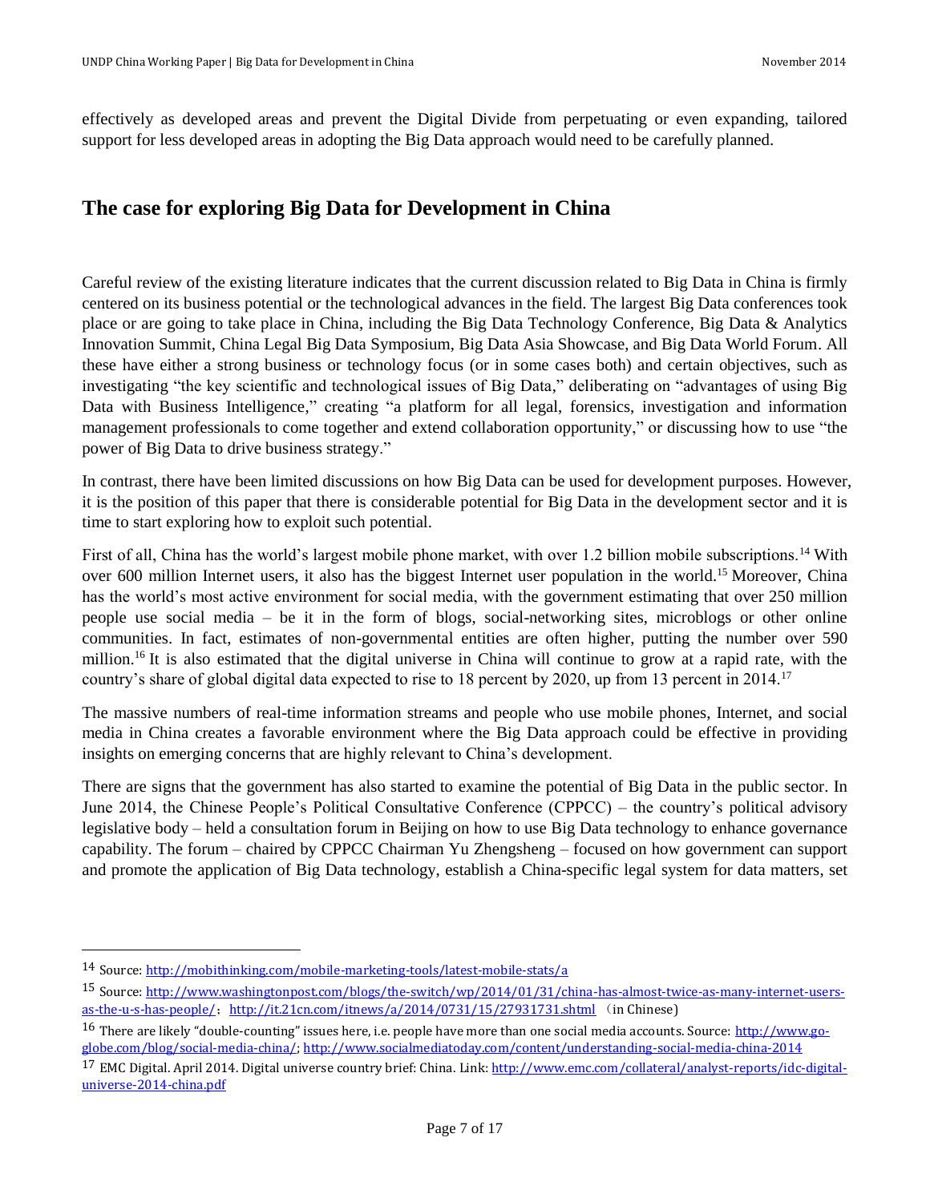effectively as developed areas and prevent the Digital Divide from perpetuating or even expanding, tailored support for less developed areas in adopting the Big Data approach would need to be carefully planned.

## The case for exploring Big Data for Development in China

Careful review of the existing literature indicates that the current discussion related to Big Data in China is firmly centered on its business potential or the technological advances in the field. The largest Big Data conferences took place or are going to take place in China, including the Big Data Technology Conference, Big Data & Analytics Innovation Summit, China Legal Big Data Symposium, Big Data Asia Showcase, and Big Data World Forum. All these have either a strong business or technology focus (or in some cases both) and certain objectives, such as investigating "the key scientific and technological issues of Big Data," deliberating on "advantages of using Big Data with Business Intelligence," creating "a platform for all legal, forensics, investigation and information management professionals to come together and extend collaboration opportunity," or discussing how to use "the power of Big Data to drive business strategy."

In contrast, there have been limited discussions on how Big Data can be used for development purposes. However, it is the position of this paper that there is considerable potential for Big Data in the development sector and it is time to start exploring how to exploit such potential.

First of all, China has the world's largest mobile phone market, with over 1.2 billion mobile subscriptions.[14] With over 600 million Internet users, it also has the biggest Internet user population in the world.[15] Moreover, China has the world's most active environment for social media, with the government estimating that over 250 million people use social media – be it in the form of blogs, social-networking sites, microblogs or other online communities. In fact, estimates of non-governmental entities are often higher, putting the number over 590 million.[16] It is also estimated that the digital universe in China will continue to grow at a rapid rate, with the country's share of global digital data expected to rise to 18 percent by 2020, up from 13 percent in 2014.[17]

The massive numbers of real-time information streams and people who use mobile phones, Internet, and social media in China creates a favorable environment where the Big Data approach could be effective in providing insights on emerging concerns that are highly relevant to China's development.

There are signs that the government has also started to examine the potential of Big Data in the public sector. In June 2014, the Chinese People's Political Consultative Conference (CPPCC) – the country's political advisory legislative body – held a consultation forum in Beijing on how to use Big Data technology to enhance governance capability. The forum – chaired by CPPCC Chairman Yu Zhengsheng – focused on how government can support and promote the application of Big Data technology, establish a China-specific legal system for data matters, set

---

[14] Source: http://mobithinking.com/mobile-marketing-tools/latest-mobile-stats/a

[15] Source: http://www.washingtonpost.com/blogs/the-switch/wp/2014/01/31/china-has-almost-twice-as-many-internet-users-as-the-u-s-has-people/; http://it.21cn.com/itnews/a/2014/0731/15/27931731.shtml （in Chinese)

[16] There are likely "double-counting" issues here, i.e. people have more than one social media accounts. Source: http://www.go-globe.com/blog/social-media-china/; http://www.socialmediatoday.com/content/understanding-social-media-china-2014

[17] EMC Digital. April 2014. Digital universe country brief: China. Link: http://www.emc.com/collateral/analyst-reports/idc-digital-universe-2014-china.pdf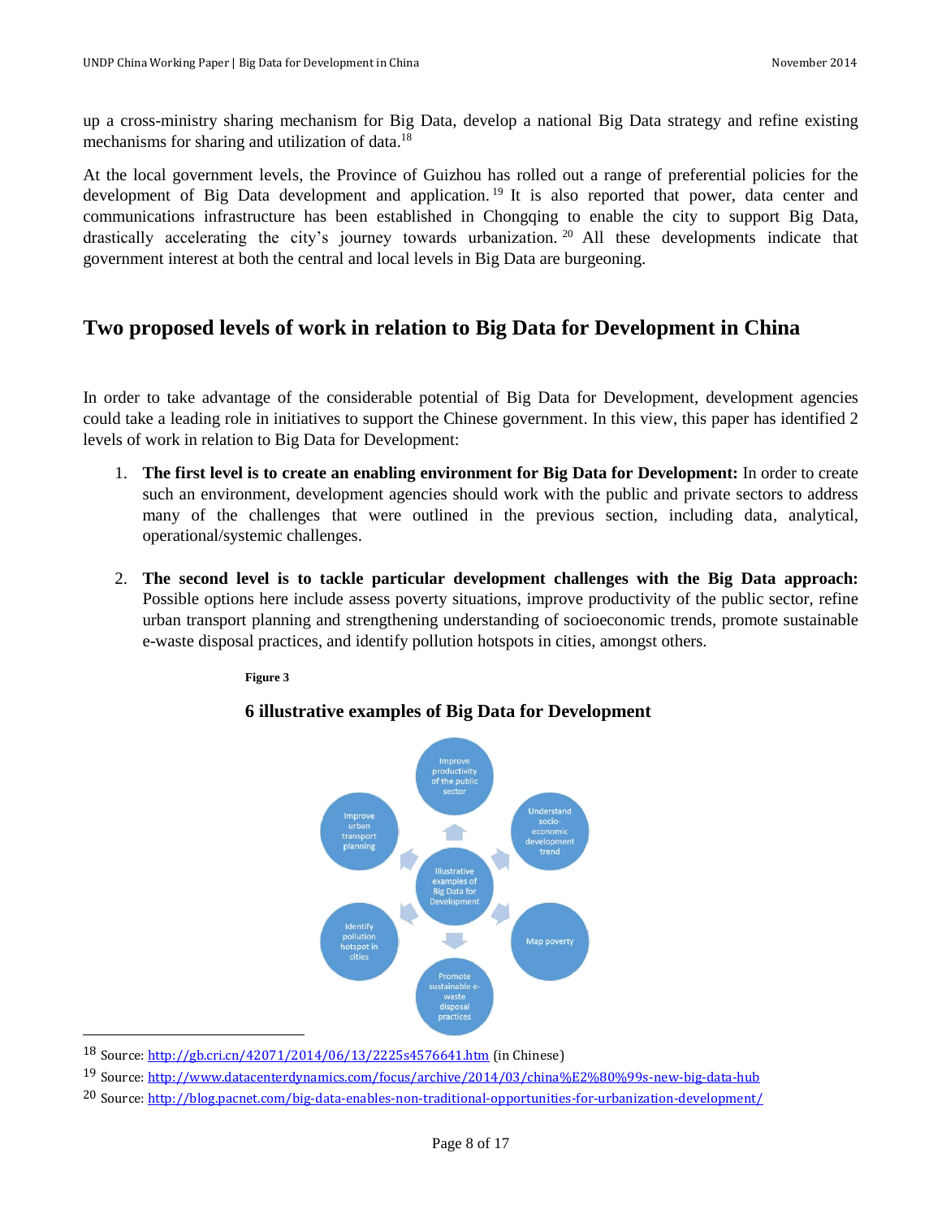up a cross-ministry sharing mechanism for Big Data, develop a national Big Data strategy and refine existing mechanisms for sharing and utilization of data.[18]

At the local government levels, the Province of Guizhou has rolled out a range of preferential policies for the development of Big Data development and application.[19] It is also reported that power, data center and communications infrastructure has been established in Chongqing to enable the city to support Big Data, drastically accelerating the city's journey towards urbanization.[20] All these developments indicate that government interest at both the central and local levels in Big Data are burgeoning.

## Two proposed levels of work in relation to Big Data for Development in China

In order to take advantage of the considerable potential of Big Data for Development, development agencies could take a leading role in initiatives to support the Chinese government. In this view, this paper has identified 2 levels of work in relation to Big Data for Development:

1. **The first level is to create an enabling environment for Big Data for Development:** In order to create such an environment, development agencies should work with the public and private sectors to address many of the challenges that were outlined in the previous section, including data, analytical, operational/systemic challenges.

2. **The second level is to tackle particular development challenges with the Big Data approach:** Possible options here include assess poverty situations, improve productivity of the public sector, refine urban transport planning and strengthening understanding of socioeconomic trends, promote sustainable e-waste disposal practices, and identify pollution hotspots in cities, amongst others.

**Figure 3**

**6 illustrative examples of Big Data for Development**

Illustrative examples of Big Data for Development: Improve productivity of the public sector; Understand socio-economic development trend; Map poverty; Promote sustainable e-waste disposal practices; Identify pollution hotspot in cities; Improve urban transport planning

---

[18] Source: http://gb.cri.cn/42071/2014/06/13/2225s4576641.htm (in Chinese)

[19] Source: http://www.datacenterdynamics.com/focus/archive/2014/03/china%E2%80%99s-new-big-data-hub

[20] Source: http://blog.pacnet.com/big-data-enables-non-traditional-opportunities-for-urbanization-development/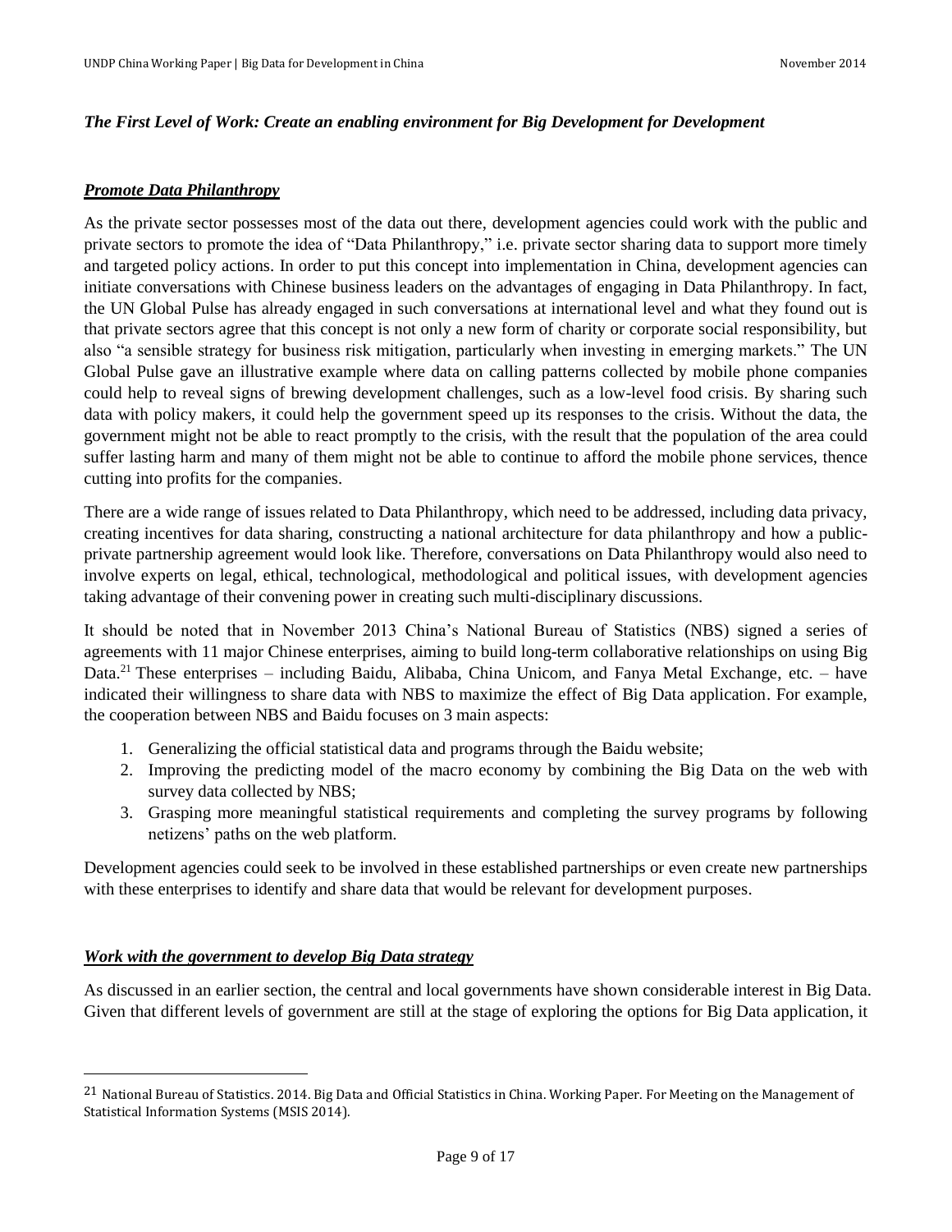***The First Level of Work: Create an enabling environment for Big Development for Development***

***Promote Data Philanthropy***

As the private sector possesses most of the data out there, development agencies could work with the public and private sectors to promote the idea of "Data Philanthropy," i.e. private sector sharing data to support more timely and targeted policy actions. In order to put this concept into implementation in China, development agencies can initiate conversations with Chinese business leaders on the advantages of engaging in Data Philanthropy. In fact, the UN Global Pulse has already engaged in such conversations at international level and what they found out is that private sectors agree that this concept is not only a new form of charity or corporate social responsibility, but also "a sensible strategy for business risk mitigation, particularly when investing in emerging markets." The UN Global Pulse gave an illustrative example where data on calling patterns collected by mobile phone companies could help to reveal signs of brewing development challenges, such as a low-level food crisis. By sharing such data with policy makers, it could help the government speed up its responses to the crisis. Without the data, the government might not be able to react promptly to the crisis, with the result that the population of the area could suffer lasting harm and many of them might not be able to continue to afford the mobile phone services, thence cutting into profits for the companies.

There are a wide range of issues related to Data Philanthropy, which need to be addressed, including data privacy, creating incentives for data sharing, constructing a national architecture for data philanthropy and how a public-private partnership agreement would look like. Therefore, conversations on Data Philanthropy would also need to involve experts on legal, ethical, technological, methodological and political issues, with development agencies taking advantage of their convening power in creating such multi-disciplinary discussions.

It should be noted that in November 2013 China's National Bureau of Statistics (NBS) signed a series of agreements with 11 major Chinese enterprises, aiming to build long-term collaborative relationships on using Big Data.[21] These enterprises – including Baidu, Alibaba, China Unicom, and Fanya Metal Exchange, etc. – have indicated their willingness to share data with NBS to maximize the effect of Big Data application. For example, the cooperation between NBS and Baidu focuses on 3 main aspects:

1. Generalizing the official statistical data and programs through the Baidu website;
2. Improving the predicting model of the macro economy by combining the Big Data on the web with survey data collected by NBS;
3. Grasping more meaningful statistical requirements and completing the survey programs by following netizens' paths on the web platform.

Development agencies could seek to be involved in these established partnerships or even create new partnerships with these enterprises to identify and share data that would be relevant for development purposes.

***Work with the government to develop Big Data strategy***

As discussed in an earlier section, the central and local governments have shown considerable interest in Big Data. Given that different levels of government are still at the stage of exploring the options for Big Data application, it

---

[21] National Bureau of Statistics. 2014. Big Data and Official Statistics in China. Working Paper. For Meeting on the Management of Statistical Information Systems (MSIS 2014).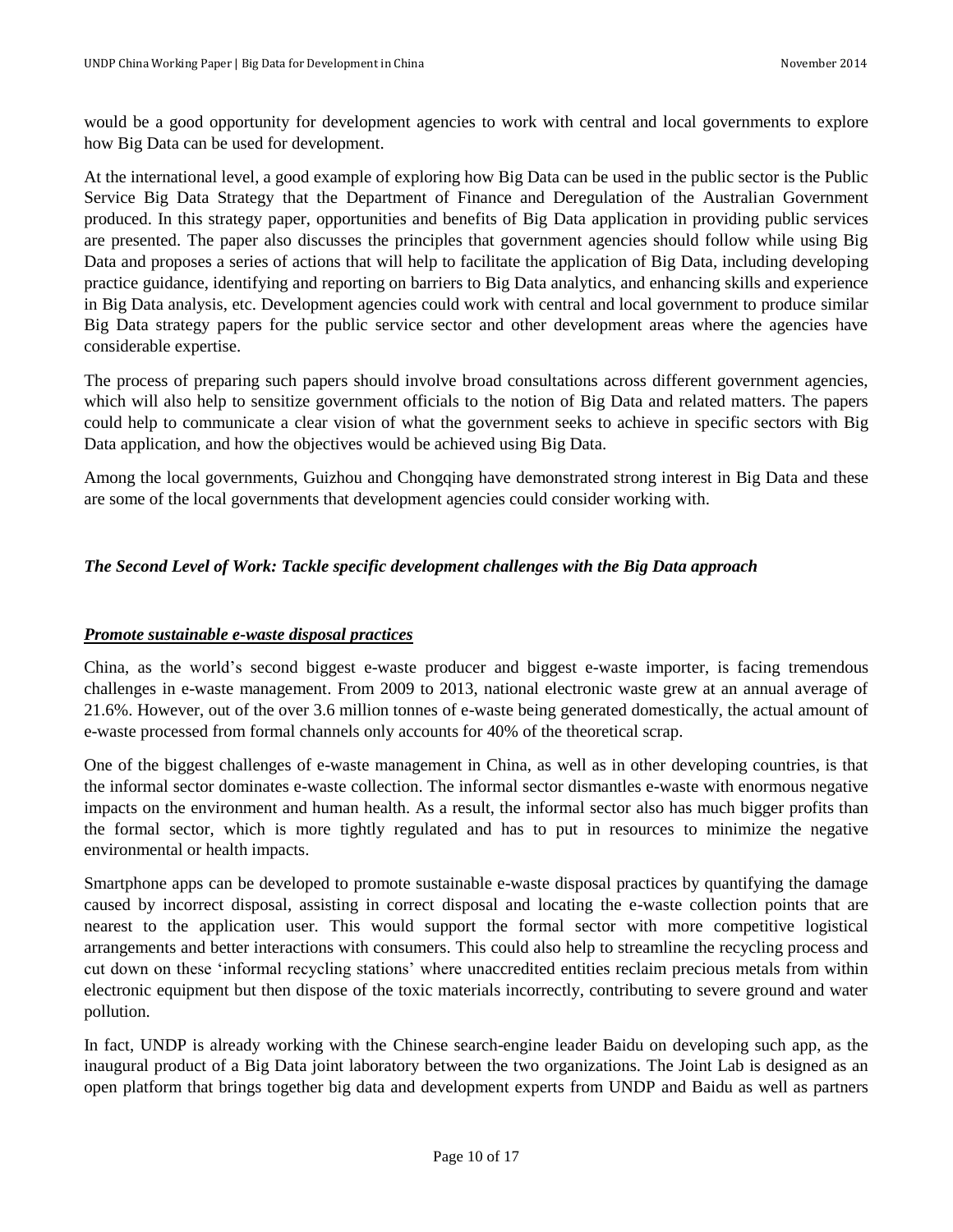would be a good opportunity for development agencies to work with central and local governments to explore how Big Data can be used for development.

At the international level, a good example of exploring how Big Data can be used in the public sector is the Public Service Big Data Strategy that the Department of Finance and Deregulation of the Australian Government produced. In this strategy paper, opportunities and benefits of Big Data application in providing public services are presented. The paper also discusses the principles that government agencies should follow while using Big Data and proposes a series of actions that will help to facilitate the application of Big Data, including developing practice guidance, identifying and reporting on barriers to Big Data analytics, and enhancing skills and experience in Big Data analysis, etc. Development agencies could work with central and local government to produce similar Big Data strategy papers for the public service sector and other development areas where the agencies have considerable expertise.

The process of preparing such papers should involve broad consultations across different government agencies, which will also help to sensitize government officials to the notion of Big Data and related matters. The papers could help to communicate a clear vision of what the government seeks to achieve in specific sectors with Big Data application, and how the objectives would be achieved using Big Data.

Among the local governments, Guizhou and Chongqing have demonstrated strong interest in Big Data and these are some of the local governments that development agencies could consider working with.

### *The Second Level of Work: Tackle specific development challenges with the Big Data approach*

#### ***Promote sustainable e-waste disposal practices***

China, as the world's second biggest e-waste producer and biggest e-waste importer, is facing tremendous challenges in e-waste management. From 2009 to 2013, national electronic waste grew at an annual average of 21.6%. However, out of the over 3.6 million tonnes of e-waste being generated domestically, the actual amount of e-waste processed from formal channels only accounts for 40% of the theoretical scrap.

One of the biggest challenges of e-waste management in China, as well as in other developing countries, is that the informal sector dominates e-waste collection. The informal sector dismantles e-waste with enormous negative impacts on the environment and human health. As a result, the informal sector also has much bigger profits than the formal sector, which is more tightly regulated and has to put in resources to minimize the negative environmental or health impacts.

Smartphone apps can be developed to promote sustainable e-waste disposal practices by quantifying the damage caused by incorrect disposal, assisting in correct disposal and locating the e-waste collection points that are nearest to the application user. This would support the formal sector with more competitive logistical arrangements and better interactions with consumers. This could also help to streamline the recycling process and cut down on these 'informal recycling stations' where unaccredited entities reclaim precious metals from within electronic equipment but then dispose of the toxic materials incorrectly, contributing to severe ground and water pollution.

In fact, UNDP is already working with the Chinese search-engine leader Baidu on developing such app, as the inaugural product of a Big Data joint laboratory between the two organizations. The Joint Lab is designed as an open platform that brings together big data and development experts from UNDP and Baidu as well as partners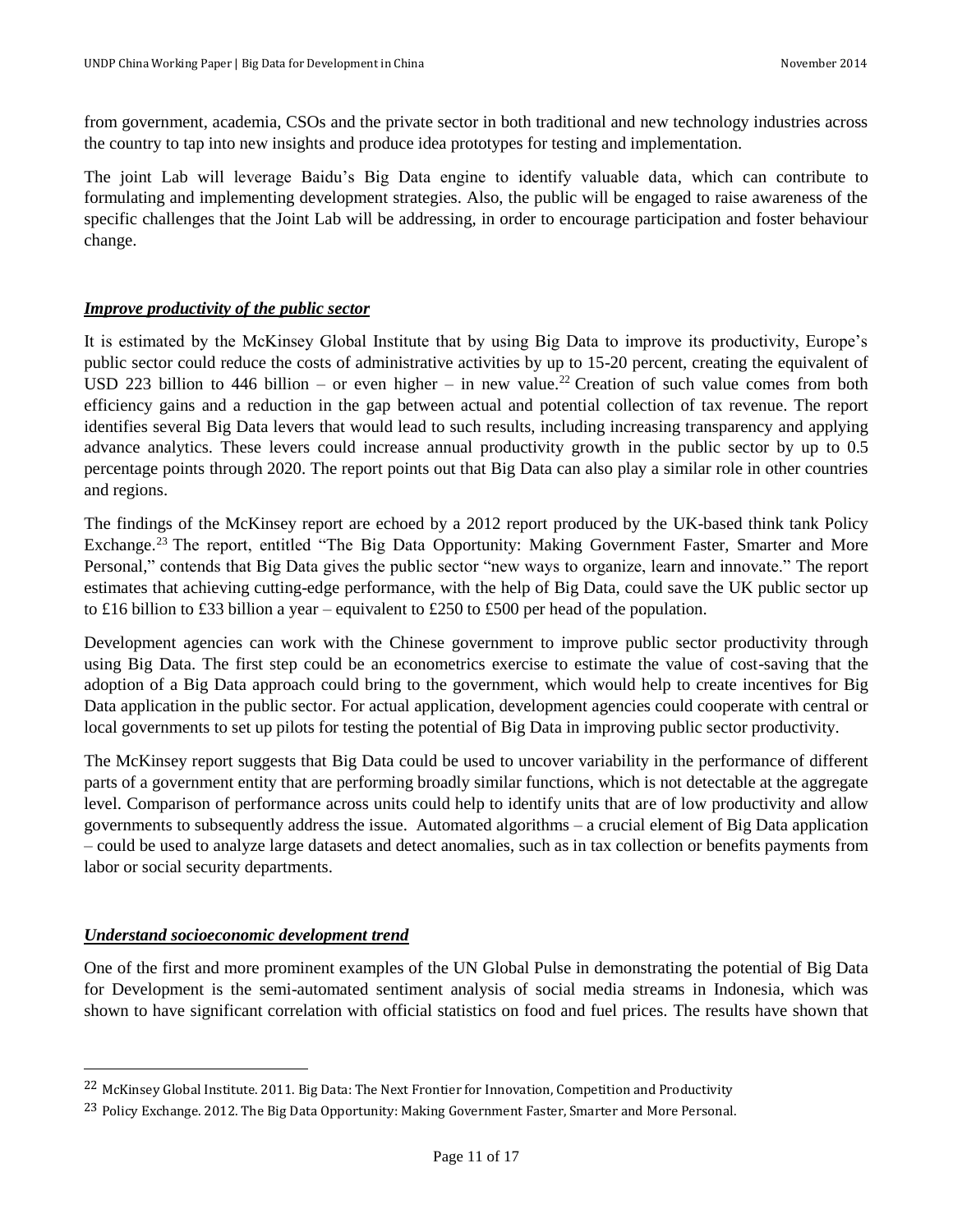from government, academia, CSOs and the private sector in both traditional and new technology industries across the country to tap into new insights and produce idea prototypes for testing and implementation.

The joint Lab will leverage Baidu's Big Data engine to identify valuable data, which can contribute to formulating and implementing development strategies. Also, the public will be engaged to raise awareness of the specific challenges that the Joint Lab will be addressing, in order to encourage participation and foster behaviour change.

### ***Improve productivity of the public sector***

It is estimated by the McKinsey Global Institute that by using Big Data to improve its productivity, Europe's public sector could reduce the costs of administrative activities by up to 15-20 percent, creating the equivalent of USD 223 billion to 446 billion – or even higher – in new value.[22] Creation of such value comes from both efficiency gains and a reduction in the gap between actual and potential collection of tax revenue. The report identifies several Big Data levers that would lead to such results, including increasing transparency and applying advance analytics. These levers could increase annual productivity growth in the public sector by up to 0.5 percentage points through 2020. The report points out that Big Data can also play a similar role in other countries and regions.

The findings of the McKinsey report are echoed by a 2012 report produced by the UK-based think tank Policy Exchange.[23] The report, entitled "The Big Data Opportunity: Making Government Faster, Smarter and More Personal," contends that Big Data gives the public sector "new ways to organize, learn and innovate." The report estimates that achieving cutting-edge performance, with the help of Big Data, could save the UK public sector up to £16 billion to £33 billion a year – equivalent to £250 to £500 per head of the population.

Development agencies can work with the Chinese government to improve public sector productivity through using Big Data. The first step could be an econometrics exercise to estimate the value of cost-saving that the adoption of a Big Data approach could bring to the government, which would help to create incentives for Big Data application in the public sector. For actual application, development agencies could cooperate with central or local governments to set up pilots for testing the potential of Big Data in improving public sector productivity.

The McKinsey report suggests that Big Data could be used to uncover variability in the performance of different parts of a government entity that are performing broadly similar functions, which is not detectable at the aggregate level. Comparison of performance across units could help to identify units that are of low productivity and allow governments to subsequently address the issue. Automated algorithms – a crucial element of Big Data application – could be used to analyze large datasets and detect anomalies, such as in tax collection or benefits payments from labor or social security departments.

### ***Understand socioeconomic development trend***

One of the first and more prominent examples of the UN Global Pulse in demonstrating the potential of Big Data for Development is the semi-automated sentiment analysis of social media streams in Indonesia, which was shown to have significant correlation with official statistics on food and fuel prices. The results have shown that

---

[22] McKinsey Global Institute. 2011. Big Data: The Next Frontier for Innovation, Competition and Productivity

[23] Policy Exchange. 2012. The Big Data Opportunity: Making Government Faster, Smarter and More Personal.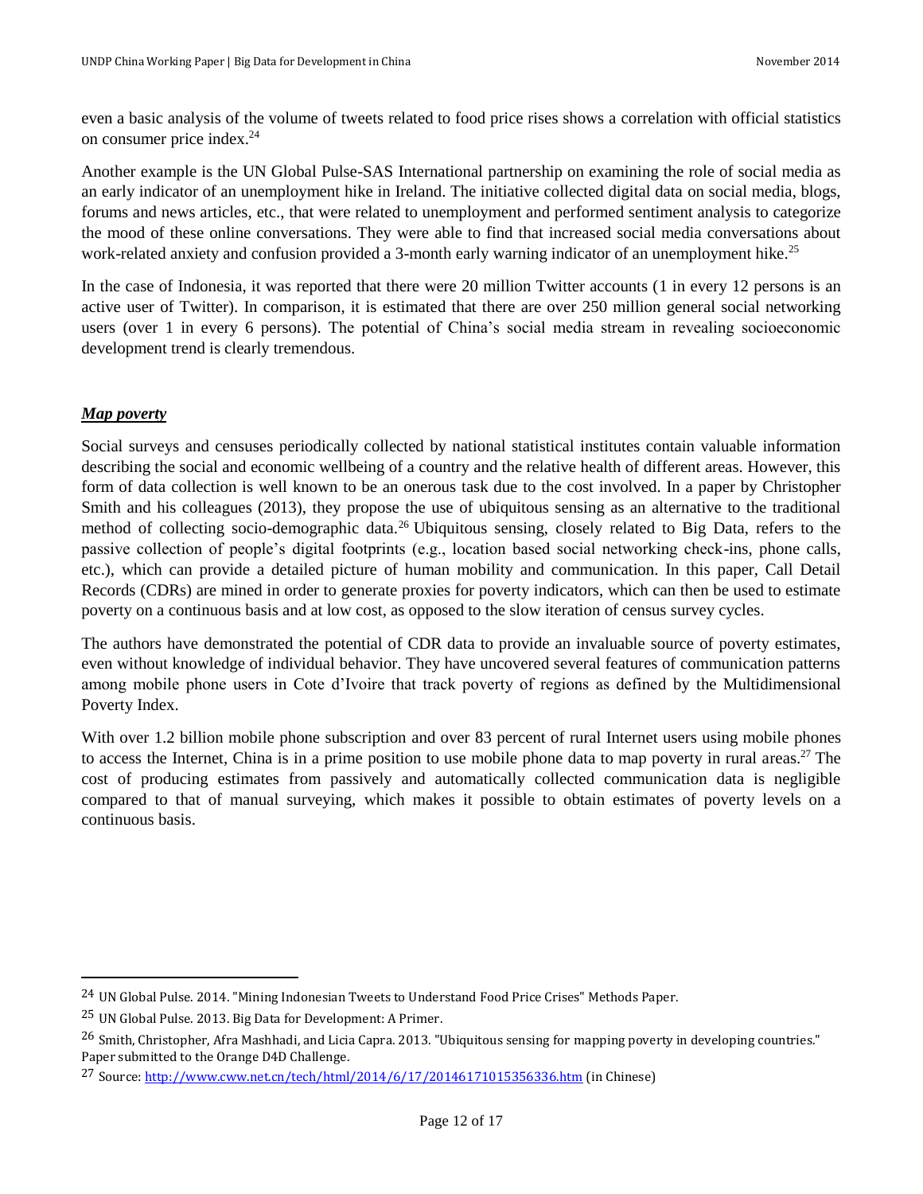even a basic analysis of the volume of tweets related to food price rises shows a correlation with official statistics on consumer price index.[24]

Another example is the UN Global Pulse-SAS International partnership on examining the role of social media as an early indicator of an unemployment hike in Ireland. The initiative collected digital data on social media, blogs, forums and news articles, etc., that were related to unemployment and performed sentiment analysis to categorize the mood of these online conversations. They were able to find that increased social media conversations about work-related anxiety and confusion provided a 3-month early warning indicator of an unemployment hike.[25]

In the case of Indonesia, it was reported that there were 20 million Twitter accounts (1 in every 12 persons is an active user of Twitter). In comparison, it is estimated that there are over 250 million general social networking users (over 1 in every 6 persons). The potential of China's social media stream in revealing socioeconomic development trend is clearly tremendous.

### ***Map poverty***

Social surveys and censuses periodically collected by national statistical institutes contain valuable information describing the social and economic wellbeing of a country and the relative health of different areas. However, this form of data collection is well known to be an onerous task due to the cost involved. In a paper by Christopher Smith and his colleagues (2013), they propose the use of ubiquitous sensing as an alternative to the traditional method of collecting socio-demographic data.[26] Ubiquitous sensing, closely related to Big Data, refers to the passive collection of people's digital footprints (e.g., location based social networking check-ins, phone calls, etc.), which can provide a detailed picture of human mobility and communication. In this paper, Call Detail Records (CDRs) are mined in order to generate proxies for poverty indicators, which can then be used to estimate poverty on a continuous basis and at low cost, as opposed to the slow iteration of census survey cycles.

The authors have demonstrated the potential of CDR data to provide an invaluable source of poverty estimates, even without knowledge of individual behavior. They have uncovered several features of communication patterns among mobile phone users in Cote d'Ivoire that track poverty of regions as defined by the Multidimensional Poverty Index.

With over 1.2 billion mobile phone subscription and over 83 percent of rural Internet users using mobile phones to access the Internet, China is in a prime position to use mobile phone data to map poverty in rural areas.[27] The cost of producing estimates from passively and automatically collected communication data is negligible compared to that of manual surveying, which makes it possible to obtain estimates of poverty levels on a continuous basis.

---

[24] UN Global Pulse. 2014. "Mining Indonesian Tweets to Understand Food Price Crises" Methods Paper.

[25] UN Global Pulse. 2013. Big Data for Development: A Primer.

[26] Smith, Christopher, Afra Mashhadi, and Licia Capra. 2013. "Ubiquitous sensing for mapping poverty in developing countries." Paper submitted to the Orange D4D Challenge.

[27] Source: http://www.cww.net.cn/tech/html/2014/6/17/20146171015356336.htm (in Chinese)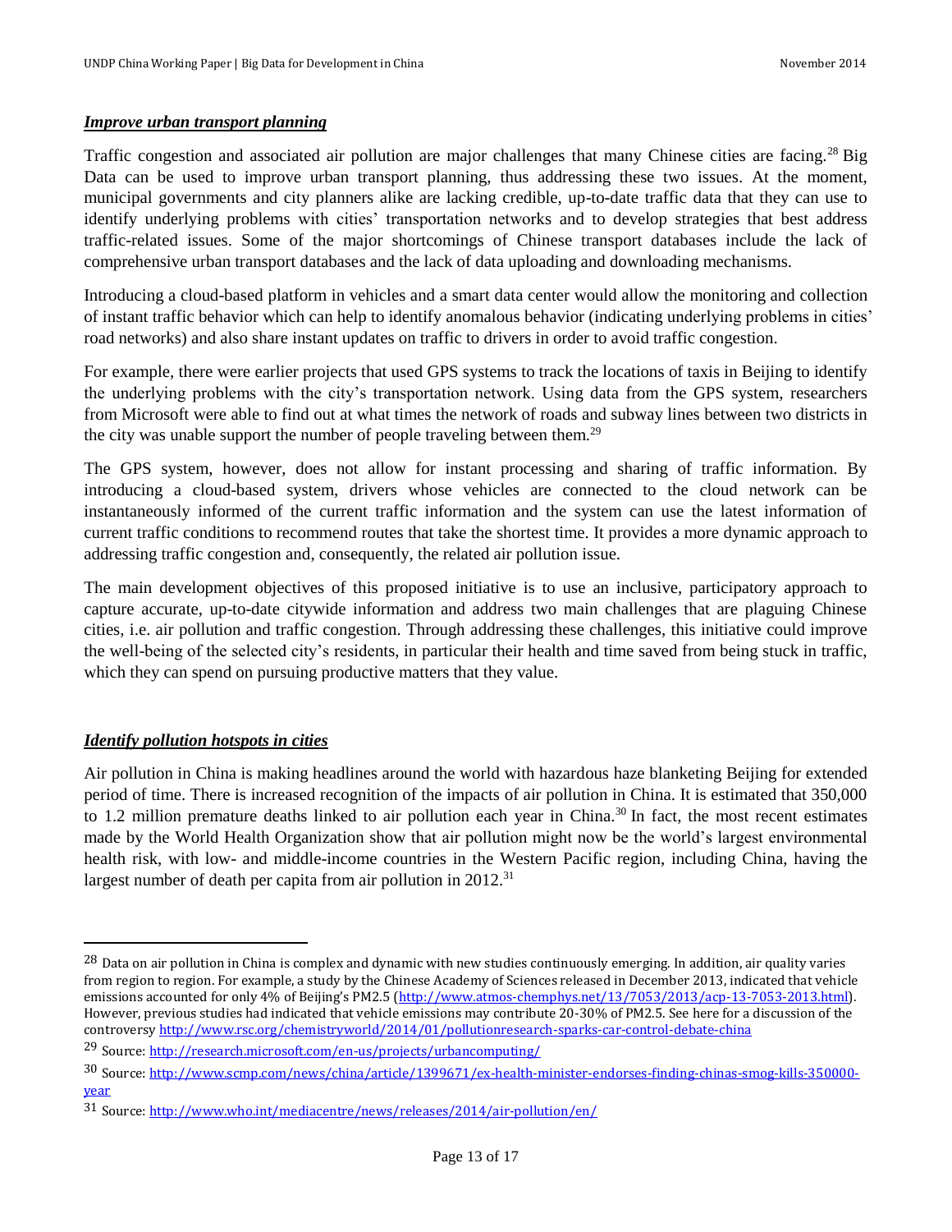***Improve urban transport planning***

Traffic congestion and associated air pollution are major challenges that many Chinese cities are facing.[28] Big Data can be used to improve urban transport planning, thus addressing these two issues. At the moment, municipal governments and city planners alike are lacking credible, up-to-date traffic data that they can use to identify underlying problems with cities' transportation networks and to develop strategies that best address traffic-related issues. Some of the major shortcomings of Chinese transport databases include the lack of comprehensive urban transport databases and the lack of data uploading and downloading mechanisms.

Introducing a cloud-based platform in vehicles and a smart data center would allow the monitoring and collection of instant traffic behavior which can help to identify anomalous behavior (indicating underlying problems in cities' road networks) and also share instant updates on traffic to drivers in order to avoid traffic congestion.

For example, there were earlier projects that used GPS systems to track the locations of taxis in Beijing to identify the underlying problems with the city's transportation network. Using data from the GPS system, researchers from Microsoft were able to find out at what times the network of roads and subway lines between two districts in the city was unable support the number of people traveling between them.[29]

The GPS system, however, does not allow for instant processing and sharing of traffic information. By introducing a cloud-based system, drivers whose vehicles are connected to the cloud network can be instantaneously informed of the current traffic information and the system can use the latest information of current traffic conditions to recommend routes that take the shortest time. It provides a more dynamic approach to addressing traffic congestion and, consequently, the related air pollution issue.

The main development objectives of this proposed initiative is to use an inclusive, participatory approach to capture accurate, up-to-date citywide information and address two main challenges that are plaguing Chinese cities, i.e. air pollution and traffic congestion. Through addressing these challenges, this initiative could improve the well-being of the selected city's residents, in particular their health and time saved from being stuck in traffic, which they can spend on pursuing productive matters that they value.

***Identify pollution hotspots in cities***

Air pollution in China is making headlines around the world with hazardous haze blanketing Beijing for extended period of time. There is increased recognition of the impacts of air pollution in China. It is estimated that 350,000 to 1.2 million premature deaths linked to air pollution each year in China.[30] In fact, the most recent estimates made by the World Health Organization show that air pollution might now be the world's largest environmental health risk, with low- and middle-income countries in the Western Pacific region, including China, having the largest number of death per capita from air pollution in 2012.[31]

---

[28] Data on air pollution in China is complex and dynamic with new studies continuously emerging. In addition, air quality varies from region to region. For example, a study by the Chinese Academy of Sciences released in December 2013, indicated that vehicle emissions accounted for only 4% of Beijing's PM2.5 (http://www.atmos-chemphys.net/13/7053/2013/acp-13-7053-2013.html). However, previous studies had indicated that vehicle emissions may contribute 20-30% of PM2.5. See here for a discussion of the controversy http://www.rsc.org/chemistryworld/2014/01/pollutionresearch-sparks-car-control-debate-china

[29] Source: http://research.microsoft.com/en-us/projects/urbancomputing/

[30] Source: http://www.scmp.com/news/china/article/1399671/ex-health-minister-endorses-finding-chinas-smog-kills-350000-year

[31] Source: http://www.who.int/mediacentre/news/releases/2014/air-pollution/en/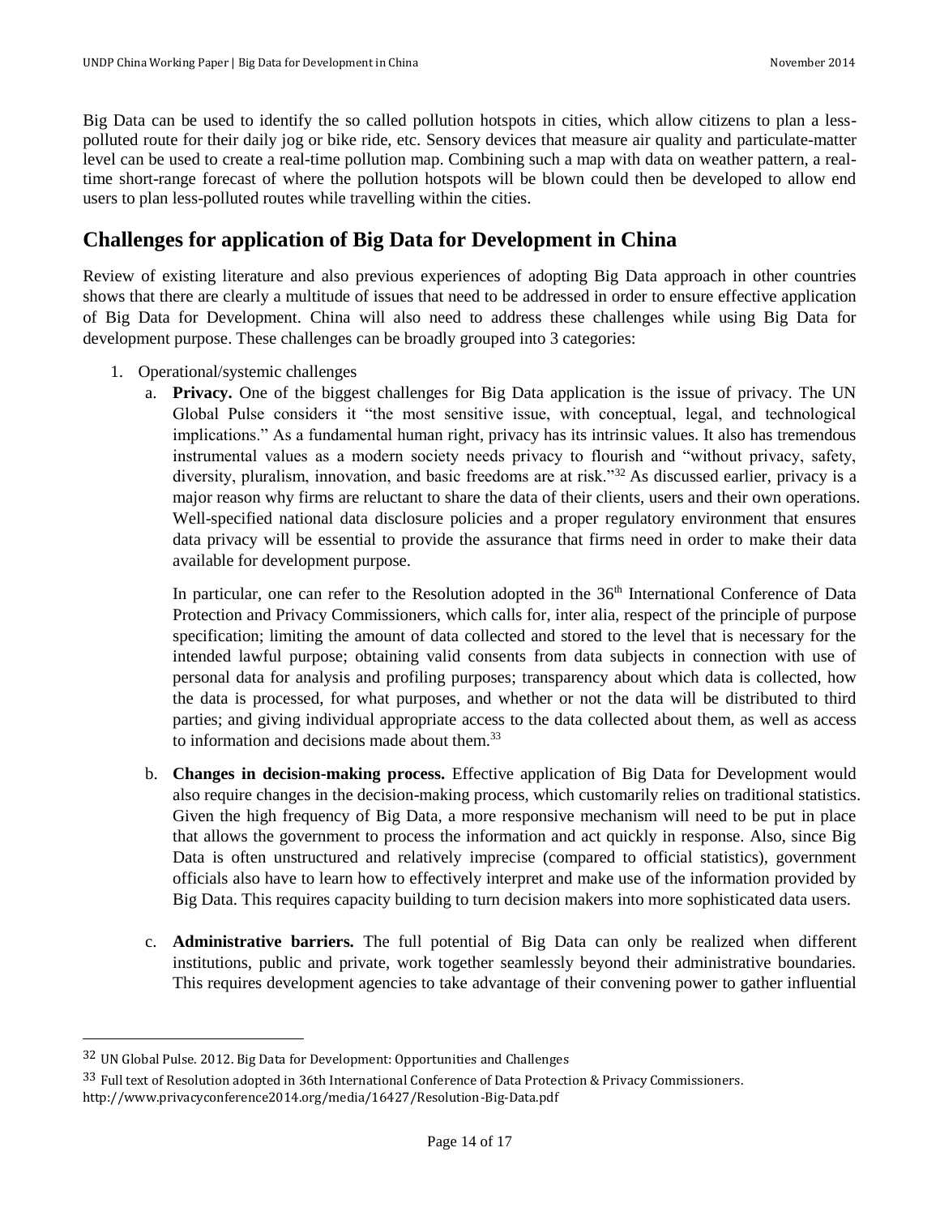Big Data can be used to identify the so called pollution hotspots in cities, which allow citizens to plan a less-polluted route for their daily jog or bike ride, etc. Sensory devices that measure air quality and particulate-matter level can be used to create a real-time pollution map. Combining such a map with data on weather pattern, a real-time short-range forecast of where the pollution hotspots will be blown could then be developed to allow end users to plan less-polluted routes while travelling within the cities.

## Challenges for application of Big Data for Development in China

Review of existing literature and also previous experiences of adopting Big Data approach in other countries shows that there are clearly a multitude of issues that need to be addressed in order to ensure effective application of Big Data for Development. China will also need to address these challenges while using Big Data for development purpose. These challenges can be broadly grouped into 3 categories:

1. Operational/systemic challenges
   a. **Privacy.** One of the biggest challenges for Big Data application is the issue of privacy. The UN Global Pulse considers it "the most sensitive issue, with conceptual, legal, and technological implications." As a fundamental human right, privacy has its intrinsic values. It also has tremendous instrumental values as a modern society needs privacy to flourish and "without privacy, safety, diversity, pluralism, innovation, and basic freedoms are at risk."[32] As discussed earlier, privacy is a major reason why firms are reluctant to share the data of their clients, users and their own operations. Well-specified national data disclosure policies and a proper regulatory environment that ensures data privacy will be essential to provide the assurance that firms need in order to make their data available for development purpose.

      In particular, one can refer to the Resolution adopted in the 36th International Conference of Data Protection and Privacy Commissioners, which calls for, inter alia, respect of the principle of purpose specification; limiting the amount of data collected and stored to the level that is necessary for the intended lawful purpose; obtaining valid consents from data subjects in connection with use of personal data for analysis and profiling purposes; transparency about which data is collected, how the data is processed, for what purposes, and whether or not the data will be distributed to third parties; and giving individual appropriate access to the data collected about them, as well as access to information and decisions made about them.[33]

   b. **Changes in decision-making process.** Effective application of Big Data for Development would also require changes in the decision-making process, which customarily relies on traditional statistics. Given the high frequency of Big Data, a more responsive mechanism will need to be put in place that allows the government to process the information and act quickly in response. Also, since Big Data is often unstructured and relatively imprecise (compared to official statistics), government officials also have to learn how to effectively interpret and make use of the information provided by Big Data. This requires capacity building to turn decision makers into more sophisticated data users.

   c. **Administrative barriers.** The full potential of Big Data can only be realized when different institutions, public and private, work together seamlessly beyond their administrative boundaries. This requires development agencies to take advantage of their convening power to gather influential

---

[32] UN Global Pulse. 2012. Big Data for Development: Opportunities and Challenges

[33] Full text of Resolution adopted in 36th International Conference of Data Protection & Privacy Commissioners. http://www.privacyconference2014.org/media/16427/Resolution-Big-Data.pdf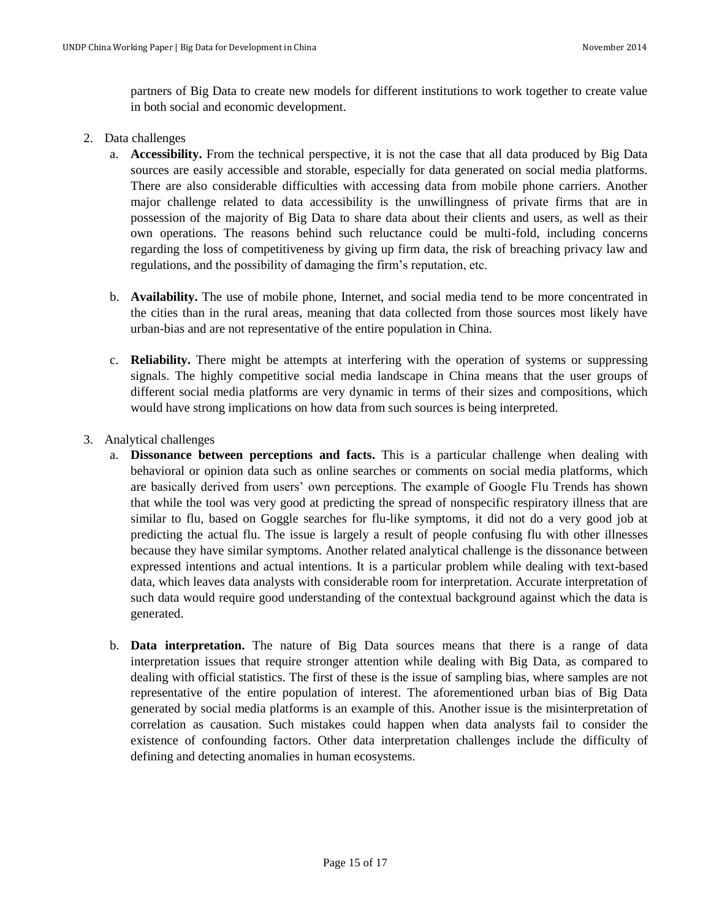partners of Big Data to create new models for different institutions to work together to create value in both social and economic development.

2. Data challenges
   a. **Accessibility.** From the technical perspective, it is not the case that all data produced by Big Data sources are easily accessible and storable, especially for data generated on social media platforms. There are also considerable difficulties with accessing data from mobile phone carriers. Another major challenge related to data accessibility is the unwillingness of private firms that are in possession of the majority of Big Data to share data about their clients and users, as well as their own operations. The reasons behind such reluctance could be multi-fold, including concerns regarding the loss of competitiveness by giving up firm data, the risk of breaching privacy law and regulations, and the possibility of damaging the firm's reputation, etc.

   b. **Availability.** The use of mobile phone, Internet, and social media tend to be more concentrated in the cities than in the rural areas, meaning that data collected from those sources most likely have urban-bias and are not representative of the entire population in China.

   c. **Reliability.** There might be attempts at interfering with the operation of systems or suppressing signals. The highly competitive social media landscape in China means that the user groups of different social media platforms are very dynamic in terms of their sizes and compositions, which would have strong implications on how data from such sources is being interpreted.

3. Analytical challenges
   a. **Dissonance between perceptions and facts.** This is a particular challenge when dealing with behavioral or opinion data such as online searches or comments on social media platforms, which are basically derived from users' own perceptions. The example of Google Flu Trends has shown that while the tool was very good at predicting the spread of nonspecific respiratory illness that are similar to flu, based on Goggle searches for flu-like symptoms, it did not do a very good job at predicting the actual flu. The issue is largely a result of people confusing flu with other illnesses because they have similar symptoms. Another related analytical challenge is the dissonance between expressed intentions and actual intentions. It is a particular problem while dealing with text-based data, which leaves data analysts with considerable room for interpretation. Accurate interpretation of such data would require good understanding of the contextual background against which the data is generated.

   b. **Data interpretation.** The nature of Big Data sources means that there is a range of data interpretation issues that require stronger attention while dealing with Big Data, as compared to dealing with official statistics. The first of these is the issue of sampling bias, where samples are not representative of the entire population of interest. The aforementioned urban bias of Big Data generated by social media platforms is an example of this. Another issue is the misinterpretation of correlation as causation. Such mistakes could happen when data analysts fail to consider the existence of confounding factors. Other data interpretation challenges include the difficulty of defining and detecting anomalies in human ecosystems.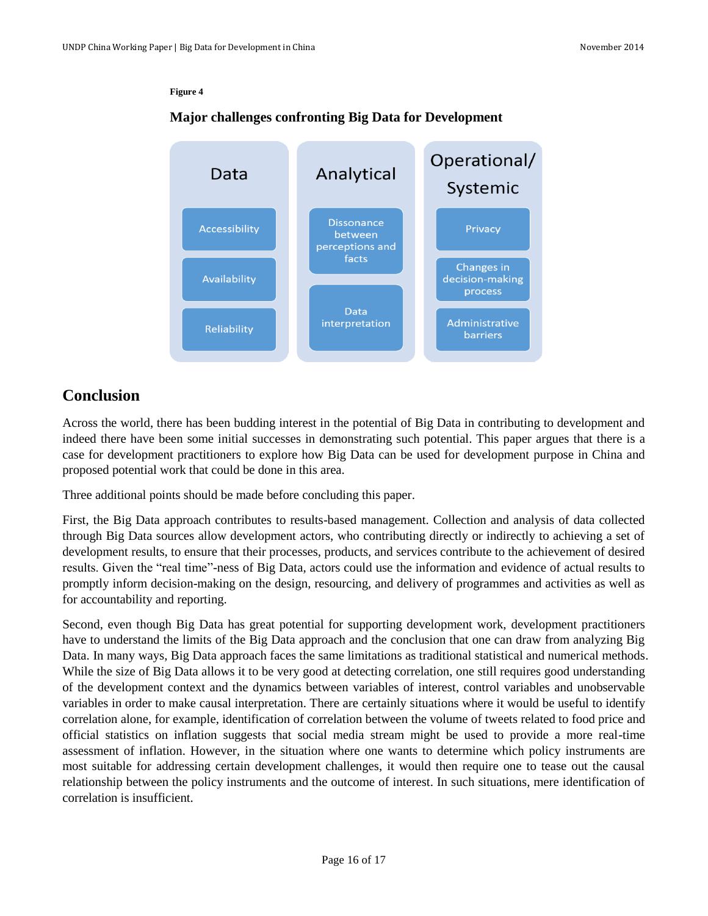**Figure 4**

**Major challenges confronting Big Data for Development**

| Data | Analytical | Operational/ Systemic |
| --- | --- | --- |
| Accessibility | Dissonance between perceptions and facts | Privacy |
| Availability | Data interpretation | Changes in decision-making process |
| Reliability | | Administrative barriers |

## Conclusion

Across the world, there has been budding interest in the potential of Big Data in contributing to development and indeed there have been some initial successes in demonstrating such potential. This paper argues that there is a case for development practitioners to explore how Big Data can be used for development purpose in China and proposed potential work that could be done in this area.

Three additional points should be made before concluding this paper.

First, the Big Data approach contributes to results-based management. Collection and analysis of data collected through Big Data sources allow development actors, who contributing directly or indirectly to achieving a set of development results, to ensure that their processes, products, and services contribute to the achievement of desired results. Given the "real time"-ness of Big Data, actors could use the information and evidence of actual results to promptly inform decision-making on the design, resourcing, and delivery of programmes and activities as well as for accountability and reporting.

Second, even though Big Data has great potential for supporting development work, development practitioners have to understand the limits of the Big Data approach and the conclusion that one can draw from analyzing Big Data. In many ways, Big Data approach faces the same limitations as traditional statistical and numerical methods. While the size of Big Data allows it to be very good at detecting correlation, one still requires good understanding of the development context and the dynamics between variables of interest, control variables and unobservable variables in order to make causal interpretation. There are certainly situations where it would be useful to identify correlation alone, for example, identification of correlation between the volume of tweets related to food price and official statistics on inflation suggests that social media stream might be used to provide a more real-time assessment of inflation. However, in the situation where one wants to determine which policy instruments are most suitable for addressing certain development challenges, it would then require one to tease out the causal relationship between the policy instruments and the outcome of interest. In such situations, mere identification of correlation is insufficient.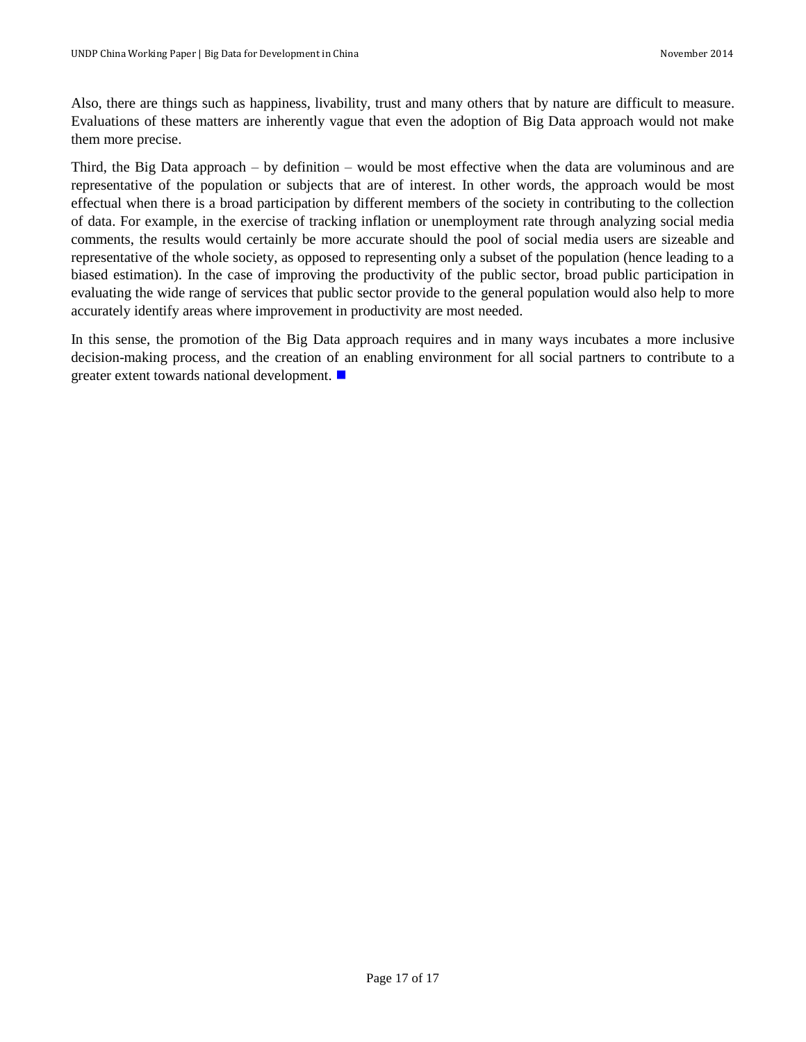Also, there are things such as happiness, livability, trust and many others that by nature are difficult to measure. Evaluations of these matters are inherently vague that even the adoption of Big Data approach would not make them more precise.

Third, the Big Data approach – by definition – would be most effective when the data are voluminous and are representative of the population or subjects that are of interest. In other words, the approach would be most effectual when there is a broad participation by different members of the society in contributing to the collection of data. For example, in the exercise of tracking inflation or unemployment rate through analyzing social media comments, the results would certainly be more accurate should the pool of social media users are sizeable and representative of the whole society, as opposed to representing only a subset of the population (hence leading to a biased estimation). In the case of improving the productivity of the public sector, broad public participation in evaluating the wide range of services that public sector provide to the general population would also help to more accurately identify areas where improvement in productivity are most needed.

In this sense, the promotion of the Big Data approach requires and in many ways incubates a more inclusive decision-making process, and the creation of an enabling environment for all social partners to contribute to a greater extent towards national development. ■